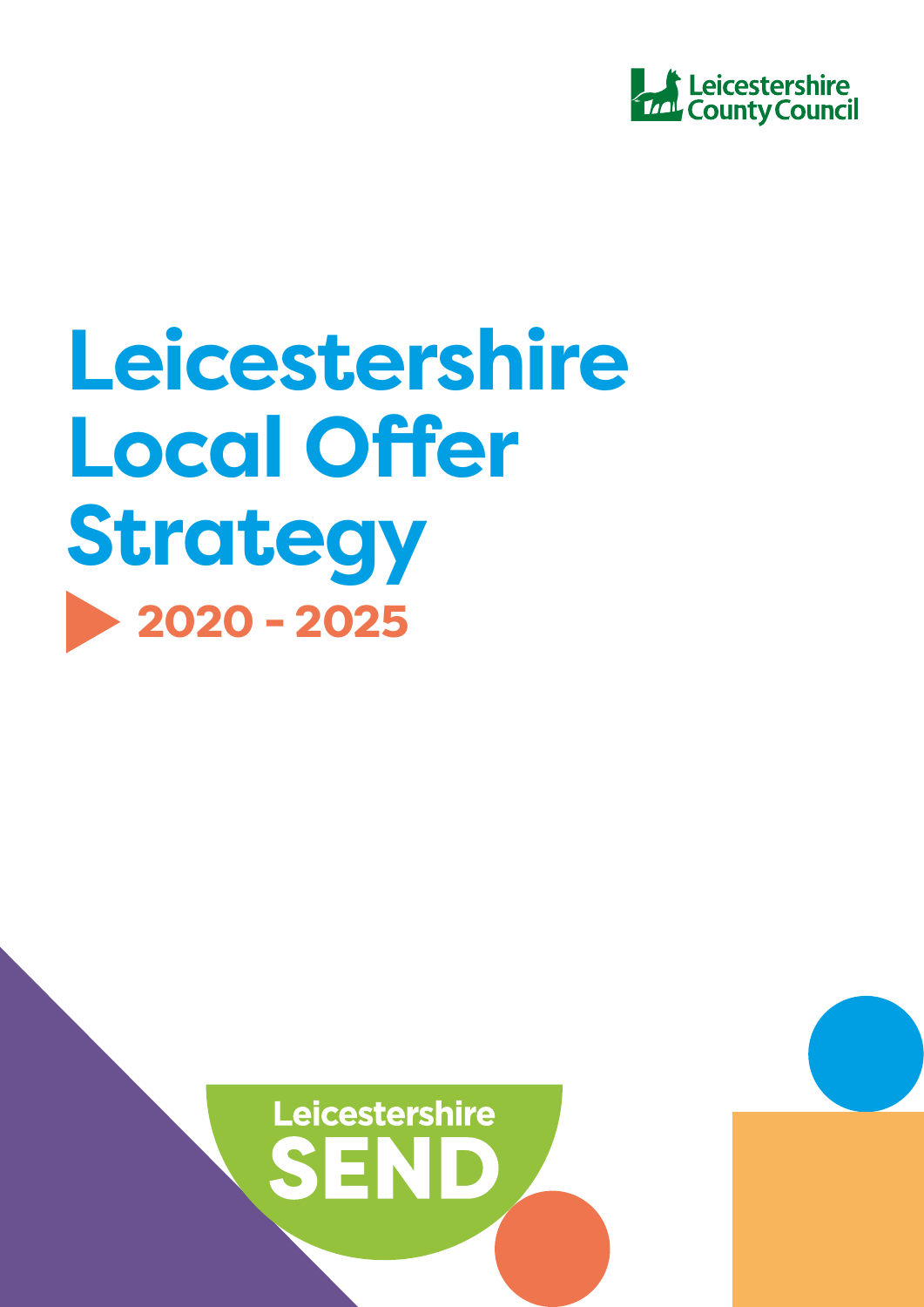Leicestershire County Council

# Leicestershire Local Offer Strategy

## 2020 - 2025

Leicestershire SEND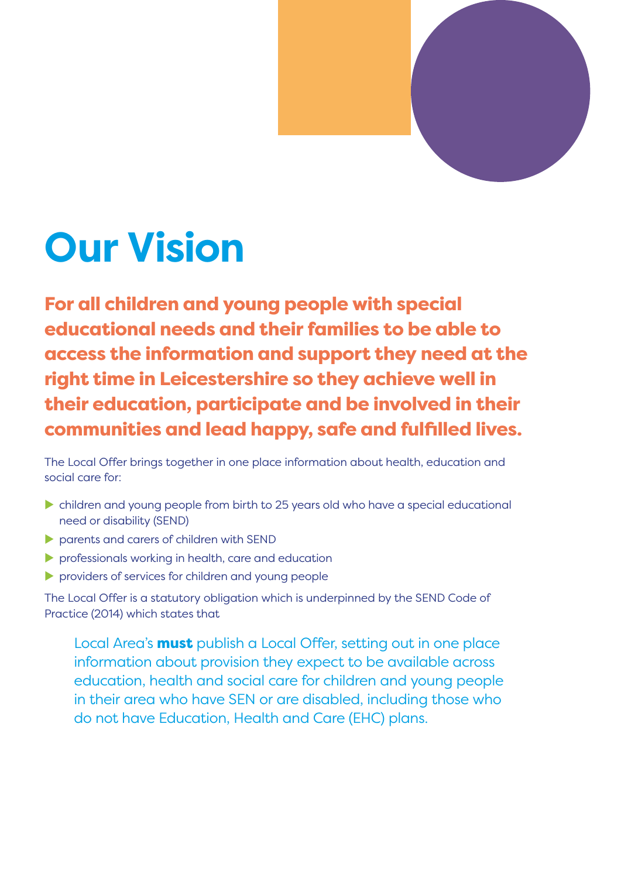# Our Vision

**For all children and young people with special educational needs and their families to be able to access the information and support they need at the right time in Leicestershire so they achieve well in their education, participate and be involved in their communities and lead happy, safe and fulfilled lives.**

The Local Offer brings together in one place information about health, education and social care for:

- children and young people from birth to 25 years old who have a special educational need or disability (SEND)
- parents and carers of children with SEND
- professionals working in health, care and education
- providers of services for children and young people

The Local Offer is a statutory obligation which is underpinned by the SEND Code of Practice (2014) which states that

> Local Area's **must** publish a Local Offer, setting out in one place information about provision they expect to be available across education, health and social care for children and young people in their area who have SEN or are disabled, including those who do not have Education, Health and Care (EHC) plans.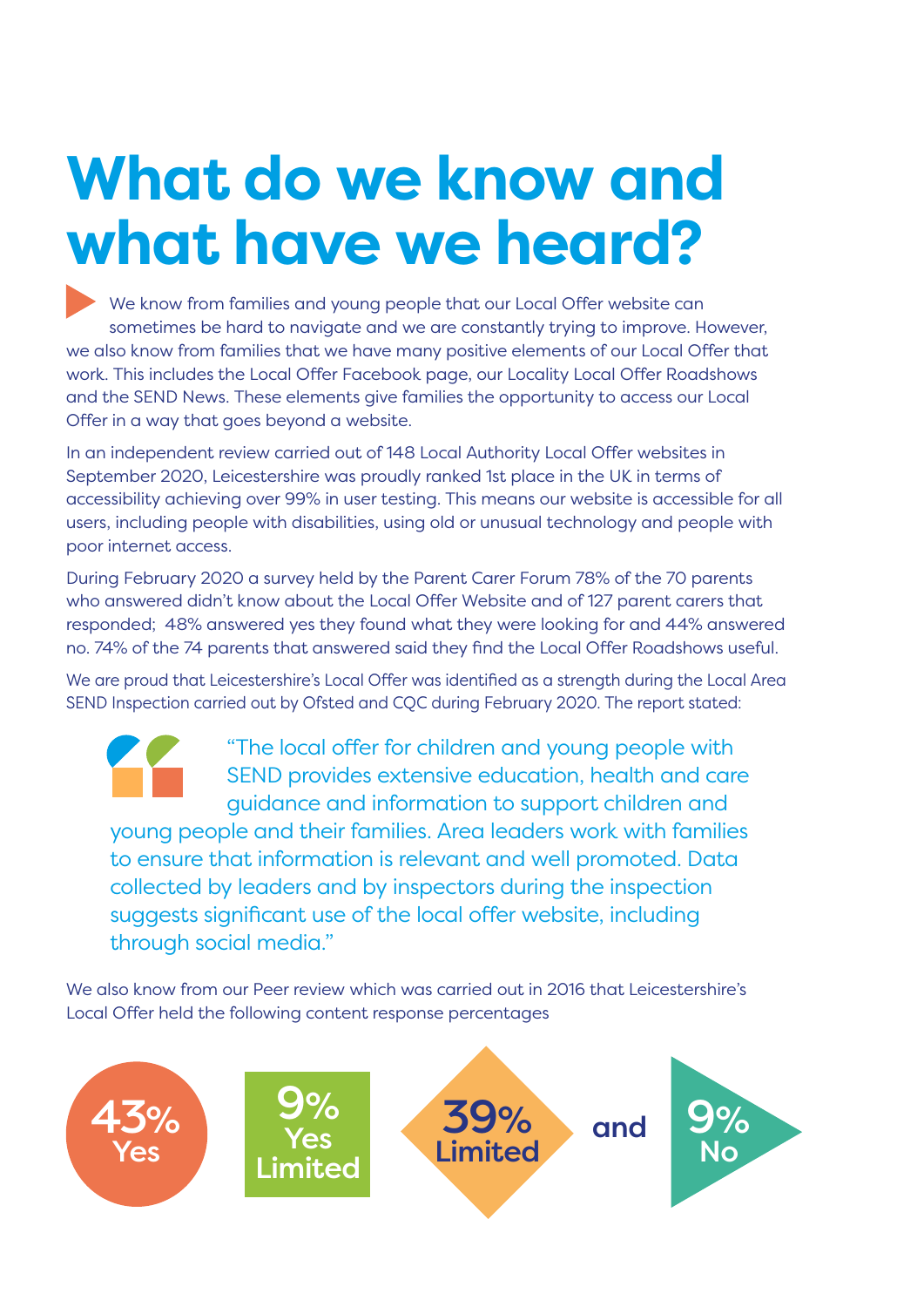# What do we know and what have we heard?

We know from families and young people that our Local Offer website can sometimes be hard to navigate and we are constantly trying to improve. However, we also know from families that we have many positive elements of our Local Offer that work. This includes the Local Offer Facebook page, our Locality Local Offer Roadshows and the SEND News. These elements give families the opportunity to access our Local Offer in a way that goes beyond a website.

In an independent review carried out of 148 Local Authority Local Offer websites in September 2020, Leicestershire was proudly ranked 1st place in the UK in terms of accessibility achieving over 99% in user testing. This means our website is accessible for all users, including people with disabilities, using old or unusual technology and people with poor internet access.

During February 2020 a survey held by the Parent Carer Forum 78% of the 70 parents who answered didn't know about the Local Offer Website and of 127 parent carers that responded; 48% answered yes they found what they were looking for and 44% answered no. 74% of the 74 parents that answered said they find the Local Offer Roadshows useful.

We are proud that Leicestershire's Local Offer was identified as a strength during the Local Area SEND Inspection carried out by Ofsted and CQC during February 2020. The report stated:

> "The local offer for children and young people with SEND provides extensive education, health and care guidance and information to support children and young people and their families. Area leaders work with families to ensure that information is relevant and well promoted. Data collected by leaders and by inspectors during the inspection suggests significant use of the local offer website, including through social media."

We also know from our Peer review which was carried out in 2016 that Leicestershire's Local Offer held the following content response percentages

**43% Yes** | **9% Yes Limited** | **39% Limited** and **9% No**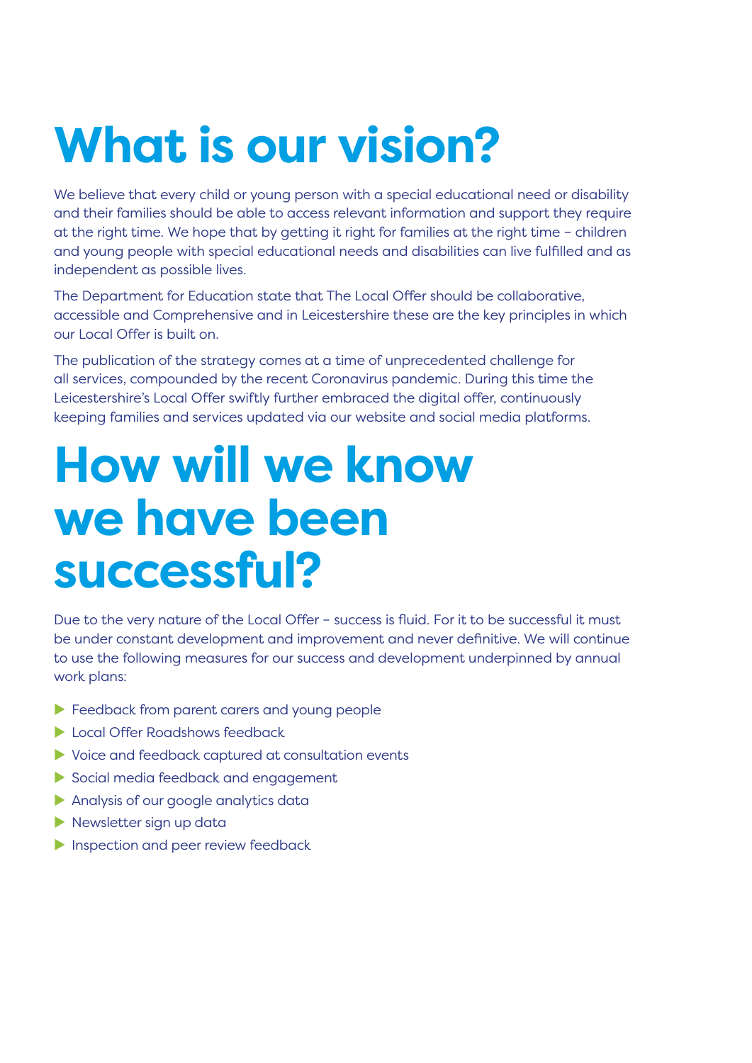# What is our vision?

We believe that every child or young person with a special educational need or disability and their families should be able to access relevant information and support they require at the right time. We hope that by getting it right for families at the right time – children and young people with special educational needs and disabilities can live fulfilled and as independent as possible lives.

The Department for Education state that The Local Offer should be collaborative, accessible and Comprehensive and in Leicestershire these are the key principles in which our Local Offer is built on.

The publication of the strategy comes at a time of unprecedented challenge for all services, compounded by the recent Coronavirus pandemic. During this time the Leicestershire's Local Offer swiftly further embraced the digital offer, continuously keeping families and services updated via our website and social media platforms.

# How will we know we have been successful?

Due to the very nature of the Local Offer – success is fluid. For it to be successful it must be under constant development and improvement and never definitive. We will continue to use the following measures for our success and development underpinned by annual work plans:

- Feedback from parent carers and young people
- Local Offer Roadshows feedback
- Voice and feedback captured at consultation events
- Social media feedback and engagement
- Analysis of our google analytics data
- Newsletter sign up data
- Inspection and peer review feedback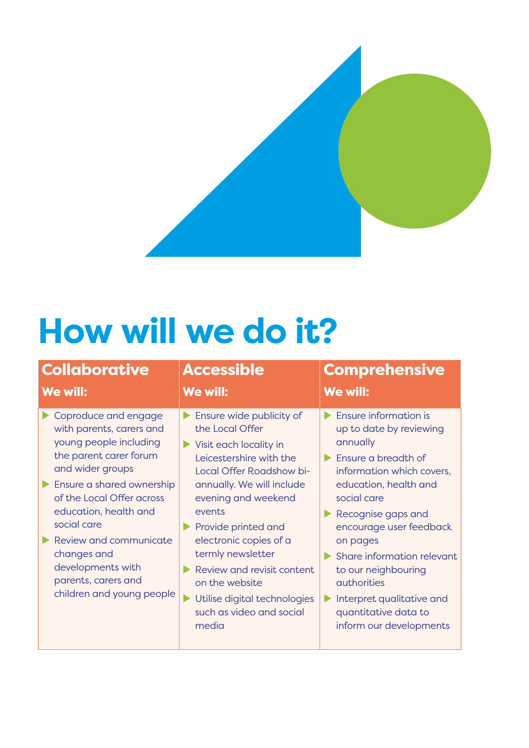# How will we do it?

| Collaborative<br>We will: | Accessible<br>We will: | Comprehensive<br>We will: |
|---|---|---|
| ▶ Coproduce and engage with parents, carers and young people including the parent carer forum and wider groups<br>▶ Ensure a shared ownership of the Local Offer across education, health and social care<br>▶ Review and communicate changes and developments with parents, carers and children and young people | ▶ Ensure wide publicity of the Local Offer<br>▶ Visit each locality in Leicestershire with the Local Offer Roadshow bi-annually. We will include evening and weekend events<br>▶ Provide printed and electronic copies of a termly newsletter<br>▶ Review and revisit content on the website<br>▶ Utilise digital technologies such as video and social media | ▶ Ensure information is up to date by reviewing annually<br>▶ Ensure a breadth of information which covers, education, health and social care<br>▶ Recognise gaps and encourage user feedback on pages<br>▶ Share information relevant to our neighbouring authorities<br>▶ Interpret qualitative and quantitative data to inform our developments |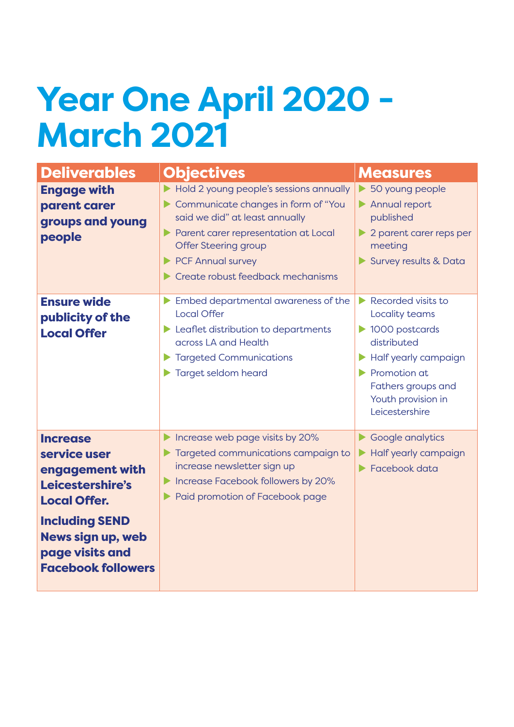# Year One April 2020 - March 2021

| Deliverables | Objectives | Measures |
|---|---|---|
| **Engage with parent carer groups and young people** | ▶ Hold 2 young people's sessions annually<br>▶ Communicate changes in form of "You said we did" at least annually<br>▶ Parent carer representation at Local Offer Steering group<br>▶ PCF Annual survey<br>▶ Create robust feedback mechanisms | ▶ 50 young people<br>▶ Annual report published<br>▶ 2 parent carer reps per meeting<br>▶ Survey results & Data |
| **Ensure wide publicity of the Local Offer** | ▶ Embed departmental awareness of the Local Offer<br>▶ Leaflet distribution to departments across LA and Health<br>▶ Targeted Communications<br>▶ Target seldom heard | ▶ Recorded visits to Locality teams<br>▶ 1000 postcards distributed<br>▶ Half yearly campaign<br>▶ Promotion at Fathers groups and Youth provision in Leicestershire |
| **Increase service user engagement with Leicestershire's Local Offer.**<br>**Including SEND News sign up, web page visits and Facebook followers** | ▶ Increase web page visits by 20%<br>▶ Targeted communications campaign to increase newsletter sign up<br>▶ Increase Facebook followers by 20%<br>▶ Paid promotion of Facebook page | ▶ Google analytics<br>▶ Half yearly campaign<br>▶ Facebook data |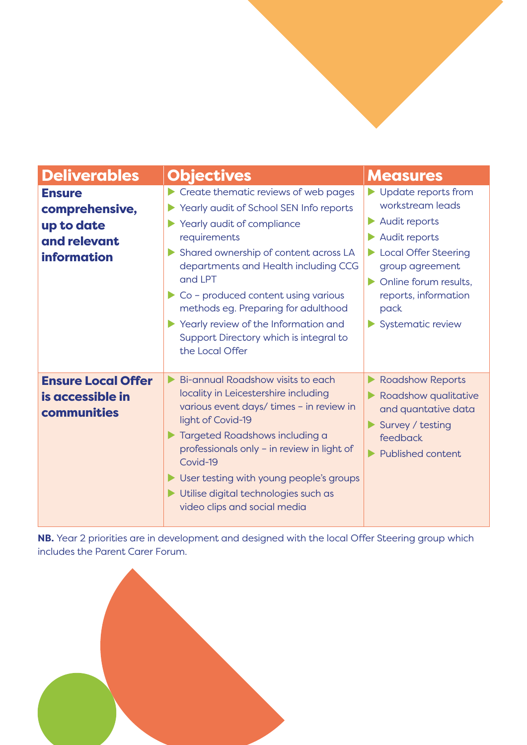| Deliverables | Objectives | Measures |
|---|---|---|
| **Ensure comprehensive, up to date and relevant information** | ▶ Create thematic reviews of web pages<br>▶ Yearly audit of School SEN Info reports<br>▶ Yearly audit of compliance requirements<br>▶ Shared ownership of content across LA departments and Health including CCG and LPT<br>▶ Co – produced content using various methods eg. Preparing for adulthood<br>▶ Yearly review of the Information and Support Directory which is integral to the Local Offer | ▶ Update reports from workstream leads<br>▶ Audit reports<br>▶ Audit reports<br>▶ Local Offer Steering group agreement<br>▶ Online forum results, reports, information pack<br>▶ Systematic review |
| **Ensure Local Offer is accessible in communities** | ▶ Bi-annual Roadshow visits to each locality in Leicestershire including various event days/ times – in review in light of Covid-19<br>▶ Targeted Roadshows including a professionals only – in review in light of Covid-19<br>▶ User testing with young people's groups<br>▶ Utilise digital technologies such as video clips and social media | ▶ Roadshow Reports<br>▶ Roadshow qualitative and quantative data<br>▶ Survey / testing feedback<br>▶ Published content |

**NB.** Year 2 priorities are in development and designed with the local Offer Steering group which includes the Parent Carer Forum.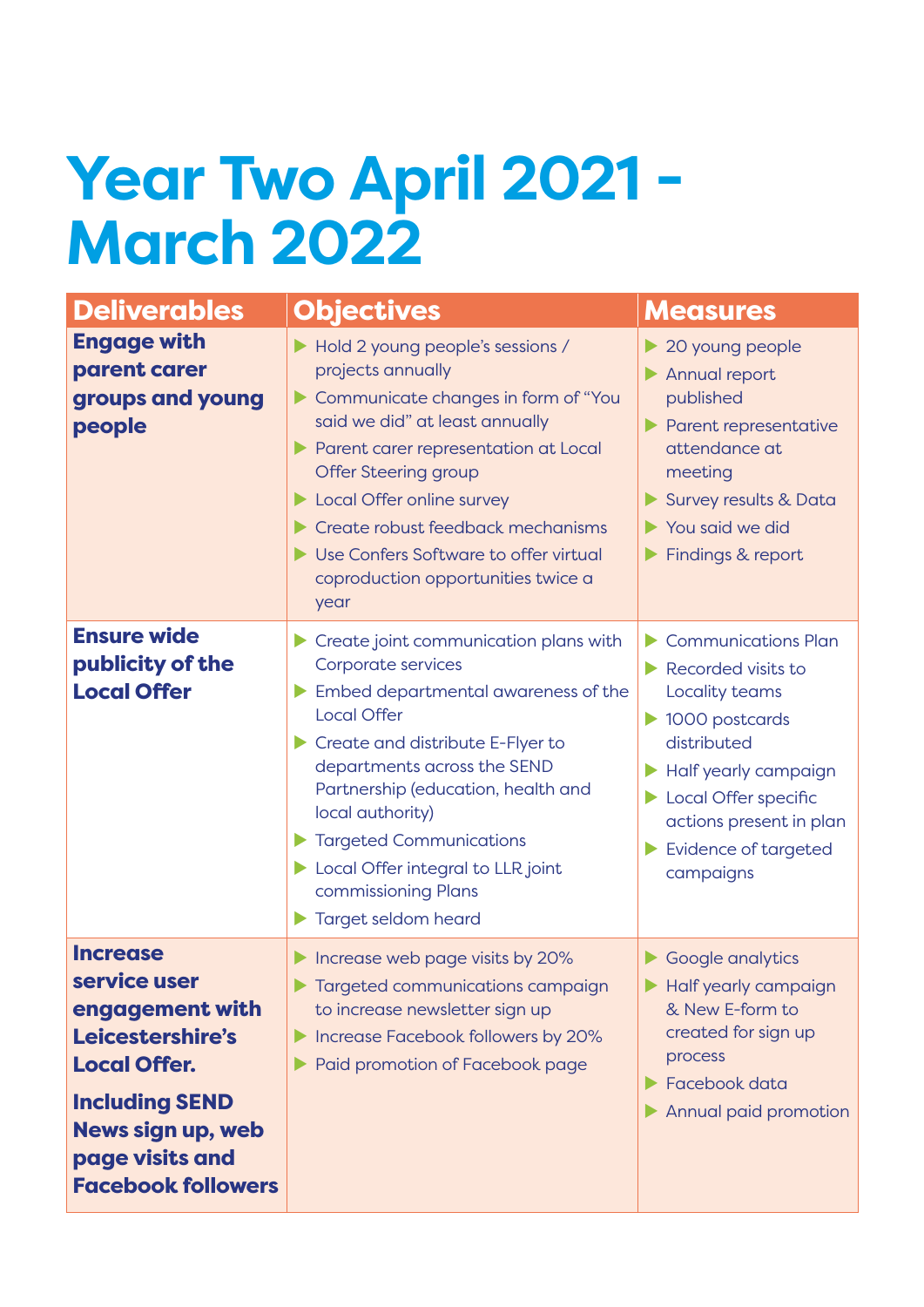# Year Two April 2021 - March 2022

| Deliverables | Objectives | Measures |
|---|---|---|
| **Engage with parent carer groups and young people** | ▶ Hold 2 young people's sessions / projects annually<br>▶ Communicate changes in form of "You said we did" at least annually<br>▶ Parent carer representation at Local Offer Steering group<br>▶ Local Offer online survey<br>▶ Create robust feedback mechanisms<br>▶ Use Confers Software to offer virtual coproduction opportunities twice a year | ▶ 20 young people<br>▶ Annual report published<br>▶ Parent representative attendance at meeting<br>▶ Survey results & Data<br>▶ You said we did<br>▶ Findings & report |
| **Ensure wide publicity of the Local Offer** | ▶ Create joint communication plans with Corporate services<br>▶ Embed departmental awareness of the Local Offer<br>▶ Create and distribute E-Flyer to departments across the SEND Partnership (education, health and local authority)<br>▶ Targeted Communications<br>▶ Local Offer integral to LLR joint commissioning Plans<br>▶ Target seldom heard | ▶ Communications Plan<br>▶ Recorded visits to Locality teams<br>▶ 1000 postcards distributed<br>▶ Half yearly campaign<br>▶ Local Offer specific actions present in plan<br>▶ Evidence of targeted campaigns |
| **Increase service user engagement with Leicestershire's Local Offer.**<br><br>**Including SEND News sign up, web page visits and Facebook followers** | ▶ Increase web page visits by 20%<br>▶ Targeted communications campaign to increase newsletter sign up<br>▶ Increase Facebook followers by 20%<br>▶ Paid promotion of Facebook page | ▶ Google analytics<br>▶ Half yearly campaign & New E-form to created for sign up process<br>▶ Facebook data<br>▶ Annual paid promotion |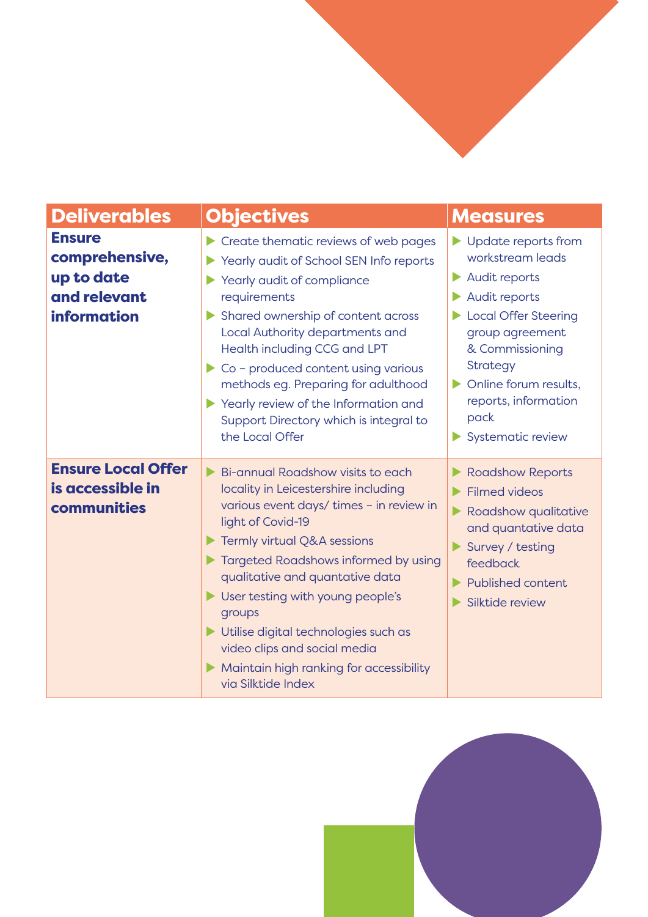| Deliverables | Objectives | Measures |
|---|---|---|
| **Ensure comprehensive, up to date and relevant information** | ▶ Create thematic reviews of web pages<br>▶ Yearly audit of School SEN Info reports<br>▶ Yearly audit of compliance requirements<br>▶ Shared ownership of content across Local Authority departments and Health including CCG and LPT<br>▶ Co – produced content using various methods eg. Preparing for adulthood<br>▶ Yearly review of the Information and Support Directory which is integral to the Local Offer | ▶ Update reports from workstream leads<br>▶ Audit reports<br>▶ Audit reports<br>▶ Local Offer Steering group agreement & Commissioning Strategy<br>▶ Online forum results, reports, information pack<br>▶ Systematic review |
| **Ensure Local Offer is accessible in communities** | ▶ Bi-annual Roadshow visits to each locality in Leicestershire including various event days/ times – in review in light of Covid-19<br>▶ Termly virtual Q&A sessions<br>▶ Targeted Roadshows informed by using qualitative and quantative data<br>▶ User testing with young people's groups<br>▶ Utilise digital technologies such as video clips and social media<br>▶ Maintain high ranking for accessibility via Silktide Index | ▶ Roadshow Reports<br>▶ Filmed videos<br>▶ Roadshow qualitative and quantative data<br>▶ Survey / testing feedback<br>▶ Published content<br>▶ Silktide review |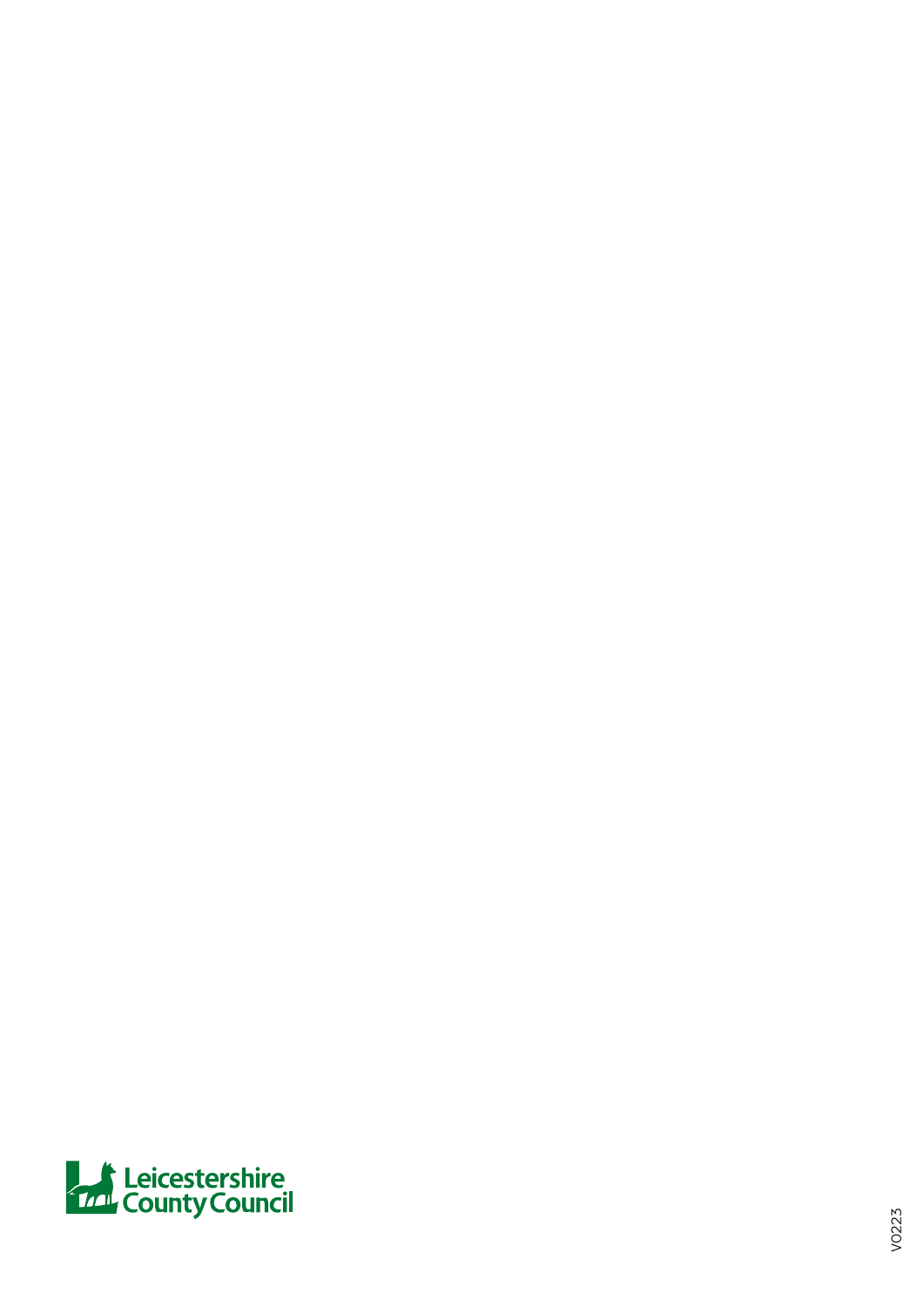Leicestershire County Council

V0223